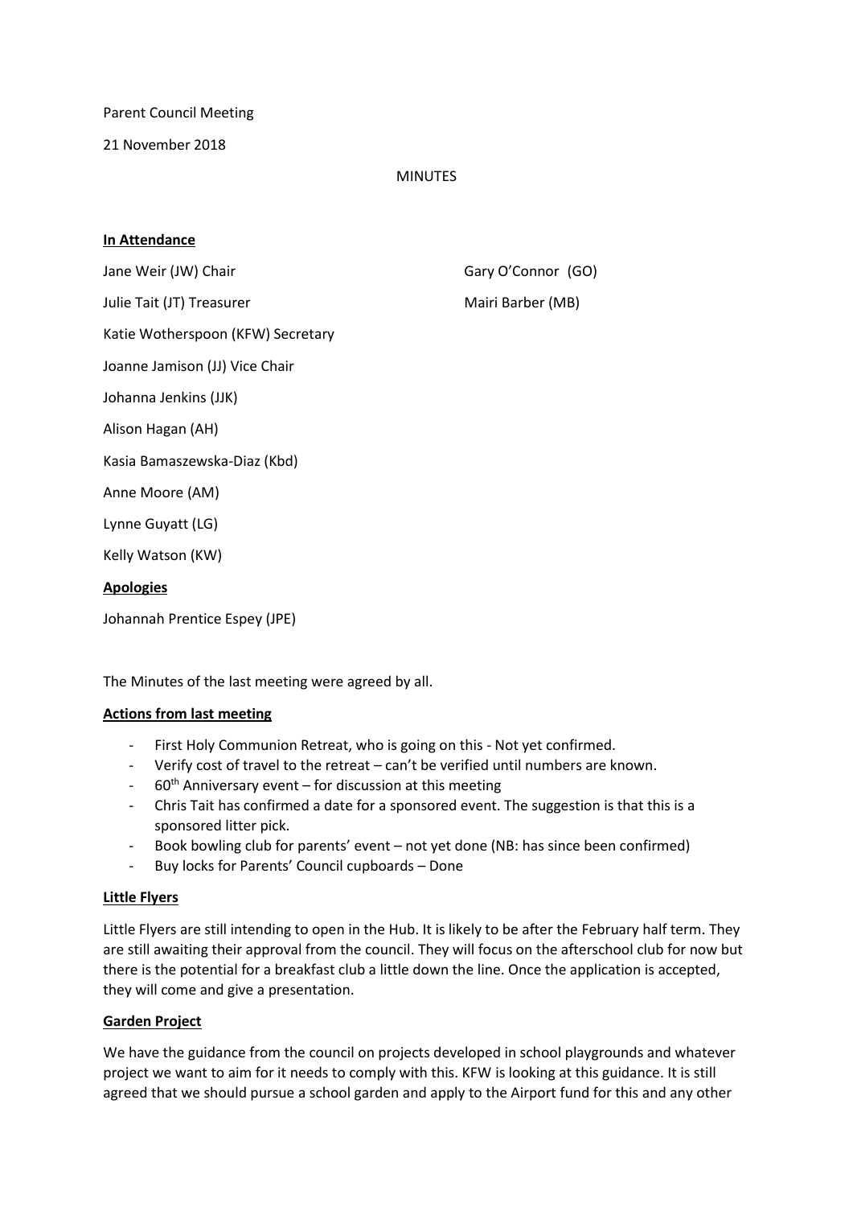Parent Council Meeting

21 November 2018

MINUTES

**In Attendance**

Jane Weir (JW) Chair

Julie Tait (JT) Treasurer

Katie Wotherspoon (KFW) Secretary

Joanne Jamison (JJ) Vice Chair

Johanna Jenkins (JJK)

Alison Hagan (AH)

Kasia Bamaszewska-Diaz (Kbd)

Anne Moore (AM)

Lynne Guyatt (LG)

Kelly Watson (KW)

Gary O'Connor (GO)

Mairi Barber (MB)

**Apologies**

Johannah Prentice Espey (JPE)

The Minutes of the last meeting were agreed by all.

**Actions from last meeting**

- First Holy Communion Retreat, who is going on this - Not yet confirmed.
- Verify cost of travel to the retreat – can't be verified until numbers are known.
- 60th Anniversary event – for discussion at this meeting
- Chris Tait has confirmed a date for a sponsored event. The suggestion is that this is a sponsored litter pick.
- Book bowling club for parents' event – not yet done (NB: has since been confirmed)
- Buy locks for Parents' Council cupboards – Done

**Little Flyers**

Little Flyers are still intending to open in the Hub. It is likely to be after the February half term. They are still awaiting their approval from the council. They will focus on the afterschool club for now but there is the potential for a breakfast club a little down the line. Once the application is accepted, they will come and give a presentation.

**Garden Project**

We have the guidance from the council on projects developed in school playgrounds and whatever project we want to aim for it needs to comply with this. KFW is looking at this guidance. It is still agreed that we should pursue a school garden and apply to the Airport fund for this and any other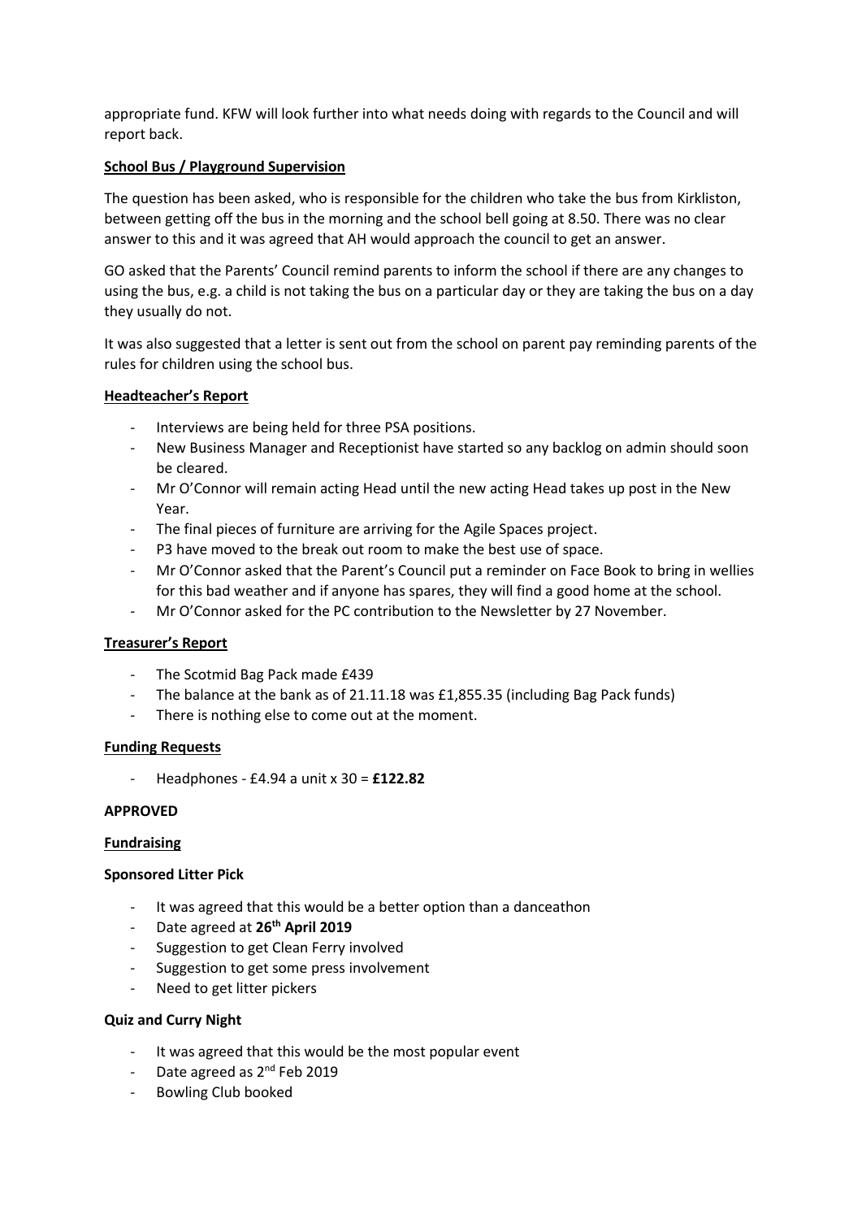appropriate fund. KFW will look further into what needs doing with regards to the Council and will report back.

**School Bus / Playground Supervision**

The question has been asked, who is responsible for the children who take the bus from Kirkliston, between getting off the bus in the morning and the school bell going at 8.50. There was no clear answer to this and it was agreed that AH would approach the council to get an answer.

GO asked that the Parents' Council remind parents to inform the school if there are any changes to using the bus, e.g. a child is not taking the bus on a particular day or they are taking the bus on a day they usually do not.

It was also suggested that a letter is sent out from the school on parent pay reminding parents of the rules for children using the school bus.

**Headteacher's Report**

- Interviews are being held for three PSA positions.
- New Business Manager and Receptionist have started so any backlog on admin should soon be cleared.
- Mr O'Connor will remain acting Head until the new acting Head takes up post in the New Year.
- The final pieces of furniture are arriving for the Agile Spaces project.
- P3 have moved to the break out room to make the best use of space.
- Mr O'Connor asked that the Parent's Council put a reminder on Face Book to bring in wellies for this bad weather and if anyone has spares, they will find a good home at the school.
- Mr O'Connor asked for the PC contribution to the Newsletter by 27 November.

**Treasurer's Report**

- The Scotmid Bag Pack made £439
- The balance at the bank as of 21.11.18 was £1,855.35 (including Bag Pack funds)
- There is nothing else to come out at the moment.

**Funding Requests**

- Headphones - £4.94 a unit x 30 = **£122.82**

**APPROVED**

**Fundraising**

**Sponsored Litter Pick**

- It was agreed that this would be a better option than a danceathon
- Date agreed at **26th April 2019**
- Suggestion to get Clean Ferry involved
- Suggestion to get some press involvement
- Need to get litter pickers

**Quiz and Curry Night**

- It was agreed that this would be the most popular event
- Date agreed as 2nd Feb 2019
- Bowling Club booked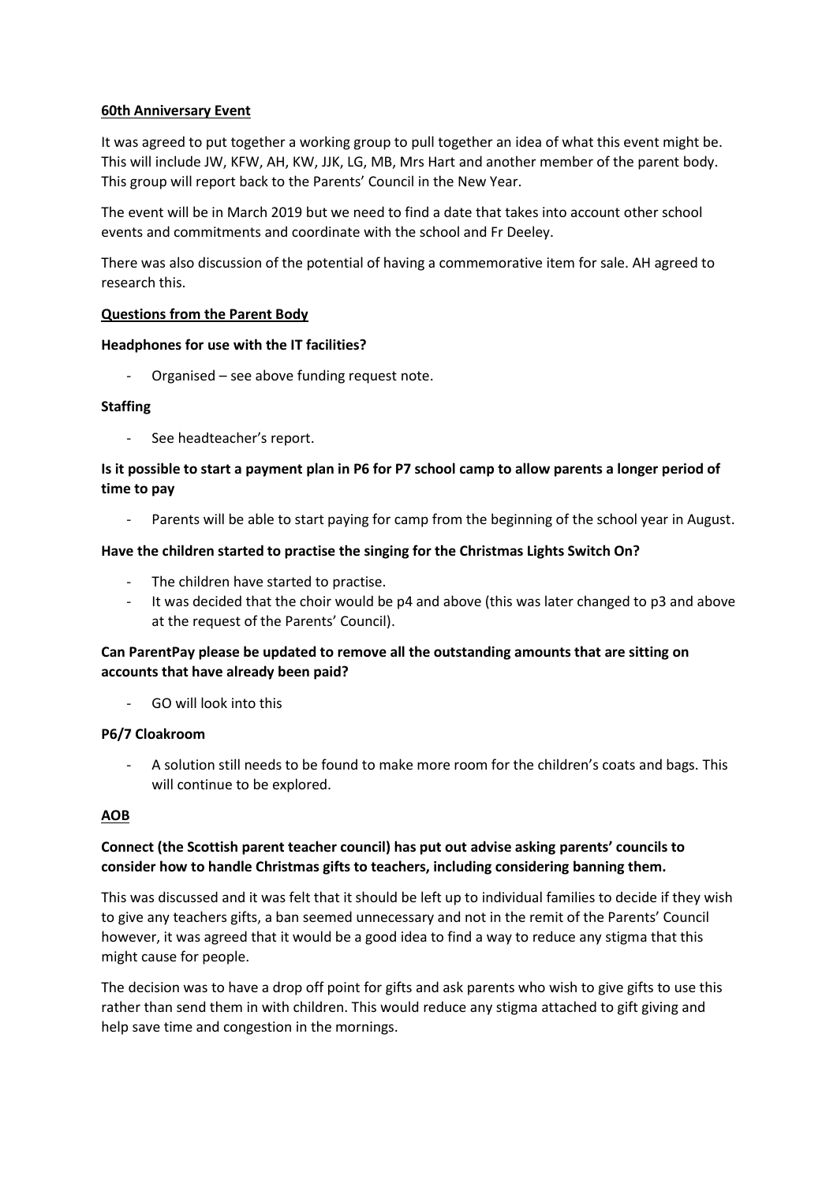## 60th Anniversary Event

It was agreed to put together a working group to pull together an idea of what this event might be. This will include JW, KFW, AH, KW, JJK, LG, MB, Mrs Hart and another member of the parent body. This group will report back to the Parents' Council in the New Year.

The event will be in March 2019 but we need to find a date that takes into account other school events and commitments and coordinate with the school and Fr Deeley.

There was also discussion of the potential of having a commemorative item for sale. AH agreed to research this.

## Questions from the Parent Body

**Headphones for use with the IT facilities?**

- Organised – see above funding request note.

**Staffing**

- See headteacher's report.

**Is it possible to start a payment plan in P6 for P7 school camp to allow parents a longer period of time to pay**

- Parents will be able to start paying for camp from the beginning of the school year in August.

**Have the children started to practise the singing for the Christmas Lights Switch On?**

- The children have started to practise.
- It was decided that the choir would be p4 and above (this was later changed to p3 and above at the request of the Parents' Council).

**Can ParentPay please be updated to remove all the outstanding amounts that are sitting on accounts that have already been paid?**

- GO will look into this

**P6/7 Cloakroom**

- A solution still needs to be found to make more room for the children's coats and bags. This will continue to be explored.

## AOB

**Connect (the Scottish parent teacher council) has put out advise asking parents' councils to consider how to handle Christmas gifts to teachers, including considering banning them.**

This was discussed and it was felt that it should be left up to individual families to decide if they wish to give any teachers gifts, a ban seemed unnecessary and not in the remit of the Parents' Council however, it was agreed that it would be a good idea to find a way to reduce any stigma that this might cause for people.

The decision was to have a drop off point for gifts and ask parents who wish to give gifts to use this rather than send them in with children. This would reduce any stigma attached to gift giving and help save time and congestion in the mornings.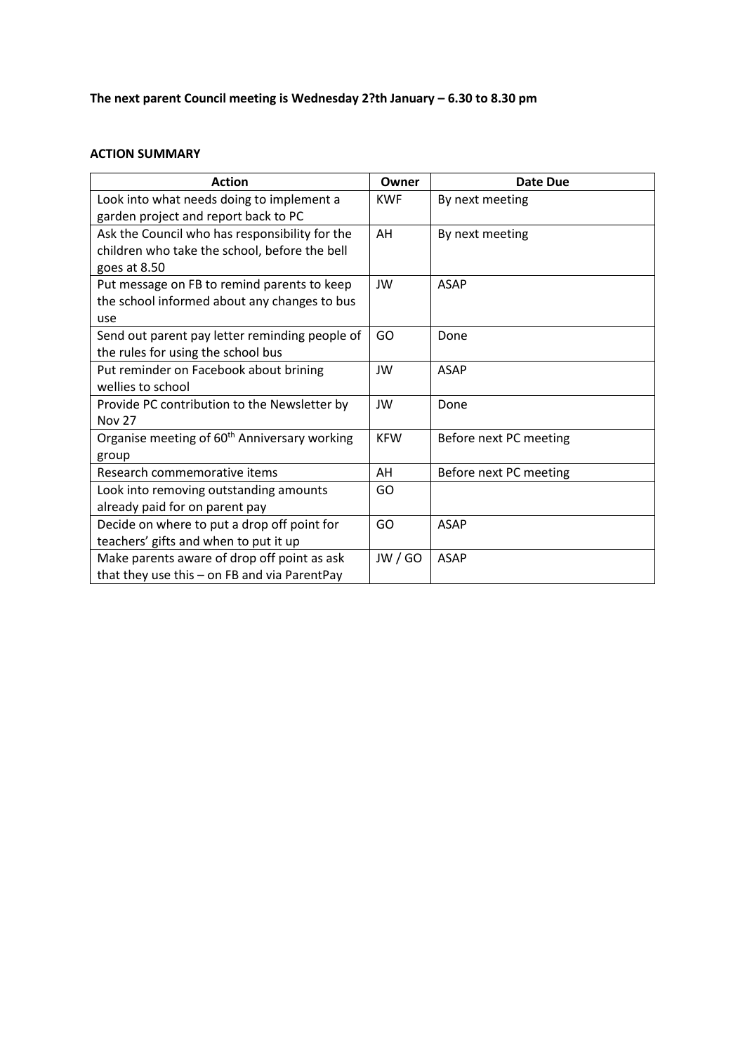**The next parent Council meeting is Wednesday 2?th January – 6.30 to 8.30 pm**

**ACTION SUMMARY**

| Action | Owner | Date Due |
|---|---|---|
| Look into what needs doing to implement a garden project and report back to PC | KWF | By next meeting |
| Ask the Council who has responsibility for the children who take the school, before the bell goes at 8.50 | AH | By next meeting |
| Put message on FB to remind parents to keep the school informed about any changes to bus use | JW | ASAP |
| Send out parent pay letter reminding people of the rules for using the school bus | GO | Done |
| Put reminder on Facebook about brining wellies to school | JW | ASAP |
| Provide PC contribution to the Newsletter by Nov 27 | JW | Done |
| Organise meeting of 60th Anniversary working group | KFW | Before next PC meeting |
| Research commemorative items | AH | Before next PC meeting |
| Look into removing outstanding amounts already paid for on parent pay | GO | |
| Decide on where to put a drop off point for teachers' gifts and when to put it up | GO | ASAP |
| Make parents aware of drop off point as ask that they use this – on FB and via ParentPay | JW / GO | ASAP |